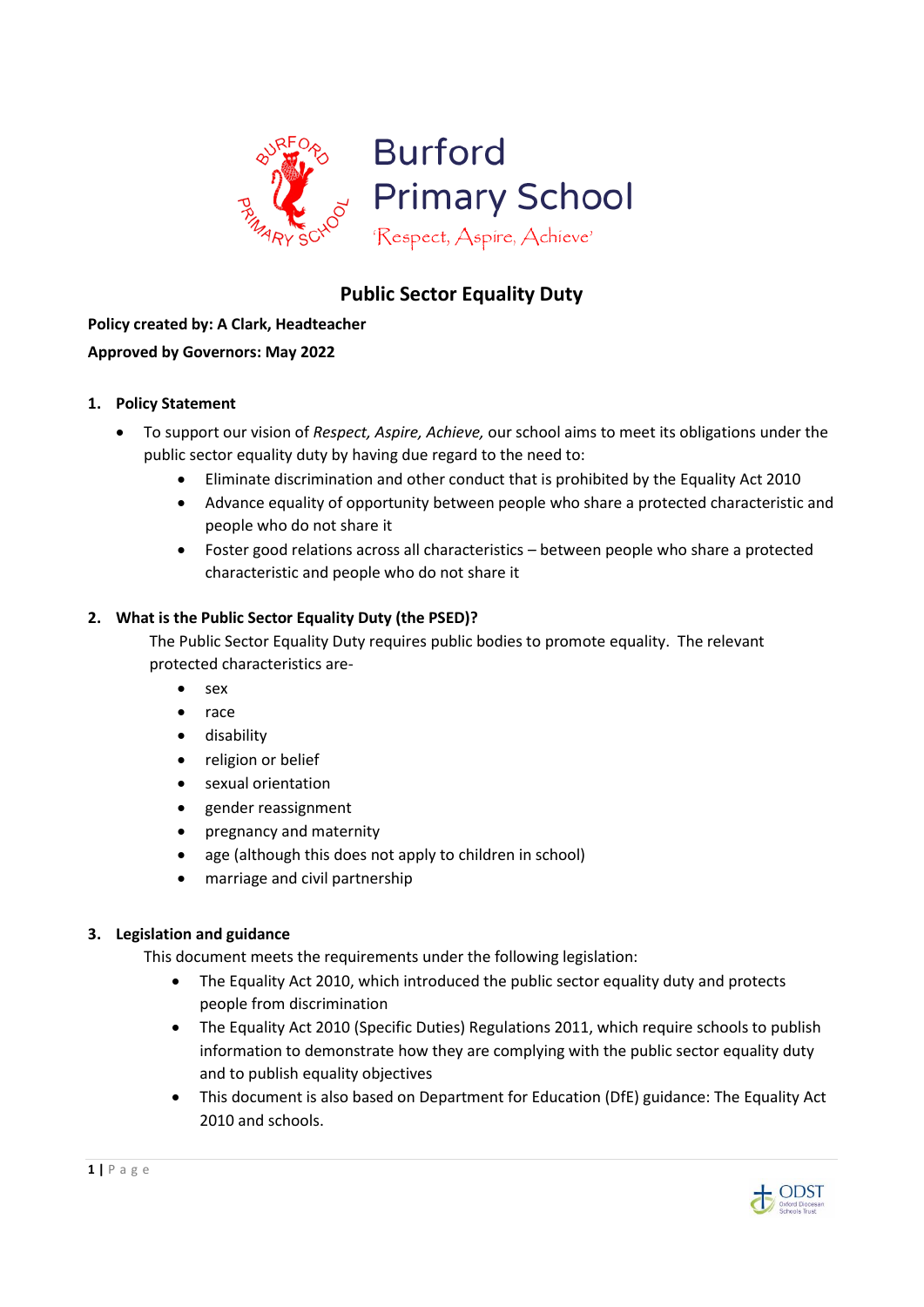# Burford Primary School

'Respect, Aspire, Achieve'

## Public Sector Equality Duty

**Policy created by: A Clark, Headteacher**

**Approved by Governors: May 2022**

### 1. Policy Statement

- To support our vision of *Respect, Aspire, Achieve,* our school aims to meet its obligations under the public sector equality duty by having due regard to the need to:
    - Eliminate discrimination and other conduct that is prohibited by the Equality Act 2010
    - Advance equality of opportunity between people who share a protected characteristic and people who do not share it
    - Foster good relations across all characteristics – between people who share a protected characteristic and people who do not share it

### 2. What is the Public Sector Equality Duty (the PSED)?

The Public Sector Equality Duty requires public bodies to promote equality. The relevant protected characteristics are-

- sex
- race
- disability
- religion or belief
- sexual orientation
- gender reassignment
- pregnancy and maternity
- age (although this does not apply to children in school)
- marriage and civil partnership

### 3. Legislation and guidance

This document meets the requirements under the following legislation:

- The Equality Act 2010, which introduced the public sector equality duty and protects people from discrimination
- The Equality Act 2010 (Specific Duties) Regulations 2011, which require schools to publish information to demonstrate how they are complying with the public sector equality duty and to publish equality objectives
- This document is also based on Department for Education (DfE) guidance: The Equality Act 2010 and schools.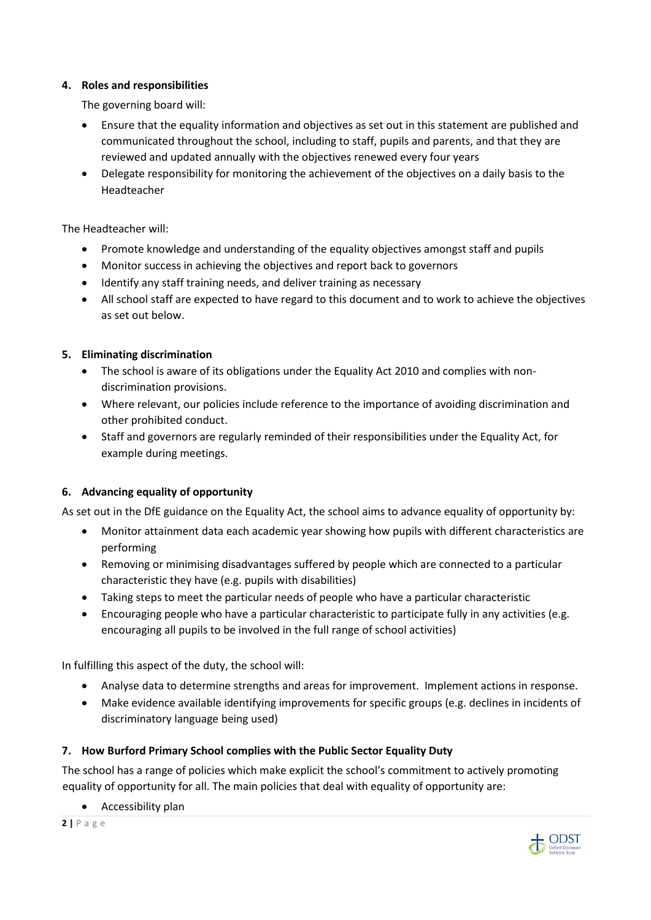## 4. Roles and responsibilities

The governing board will:

- Ensure that the equality information and objectives as set out in this statement are published and communicated throughout the school, including to staff, pupils and parents, and that they are reviewed and updated annually with the objectives renewed every four years
- Delegate responsibility for monitoring the achievement of the objectives on a daily basis to the Headteacher

The Headteacher will:

- Promote knowledge and understanding of the equality objectives amongst staff and pupils
- Monitor success in achieving the objectives and report back to governors
- Identify any staff training needs, and deliver training as necessary
- All school staff are expected to have regard to this document and to work to achieve the objectives as set out below.

## 5. Eliminating discrimination

- The school is aware of its obligations under the Equality Act 2010 and complies with non-discrimination provisions.
- Where relevant, our policies include reference to the importance of avoiding discrimination and other prohibited conduct.
- Staff and governors are regularly reminded of their responsibilities under the Equality Act, for example during meetings.

## 6. Advancing equality of opportunity

As set out in the DfE guidance on the Equality Act, the school aims to advance equality of opportunity by:

- Monitor attainment data each academic year showing how pupils with different characteristics are performing
- Removing or minimising disadvantages suffered by people which are connected to a particular characteristic they have (e.g. pupils with disabilities)
- Taking steps to meet the particular needs of people who have a particular characteristic
- Encouraging people who have a particular characteristic to participate fully in any activities (e.g. encouraging all pupils to be involved in the full range of school activities)

In fulfilling this aspect of the duty, the school will:

- Analyse data to determine strengths and areas for improvement. Implement actions in response.
- Make evidence available identifying improvements for specific groups (e.g. declines in incidents of discriminatory language being used)

## 7. How Burford Primary School complies with the Public Sector Equality Duty

The school has a range of policies which make explicit the school's commitment to actively promoting equality of opportunity for all. The main policies that deal with equality of opportunity are:

- Accessibility plan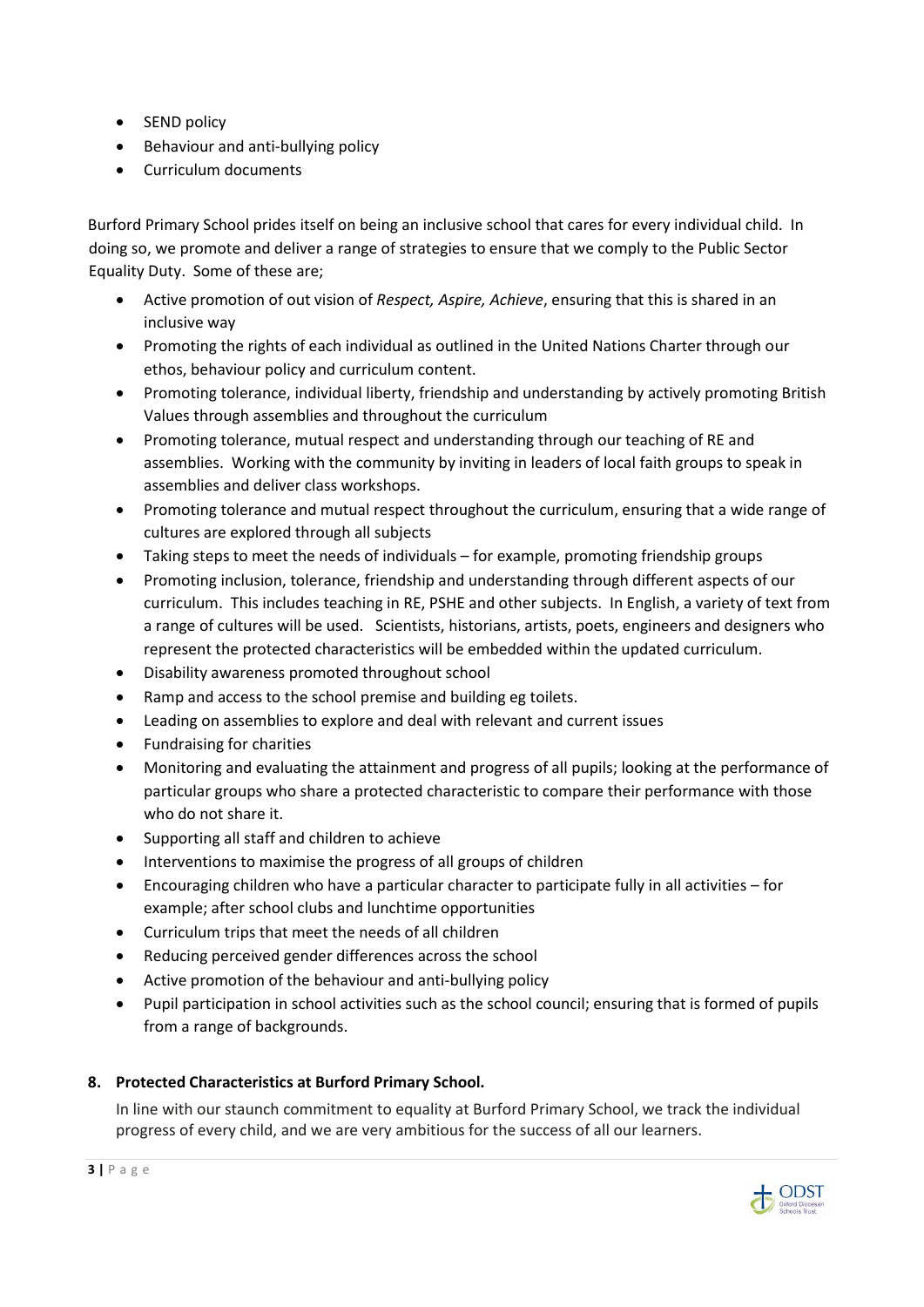- SEND policy
- Behaviour and anti-bullying policy
- Curriculum documents

Burford Primary School prides itself on being an inclusive school that cares for every individual child. In doing so, we promote and deliver a range of strategies to ensure that we comply to the Public Sector Equality Duty. Some of these are;

- Active promotion of out vision of *Respect, Aspire, Achieve*, ensuring that this is shared in an inclusive way
- Promoting the rights of each individual as outlined in the United Nations Charter through our ethos, behaviour policy and curriculum content.
- Promoting tolerance, individual liberty, friendship and understanding by actively promoting British Values through assemblies and throughout the curriculum
- Promoting tolerance, mutual respect and understanding through our teaching of RE and assemblies. Working with the community by inviting in leaders of local faith groups to speak in assemblies and deliver class workshops.
- Promoting tolerance and mutual respect throughout the curriculum, ensuring that a wide range of cultures are explored through all subjects
- Taking steps to meet the needs of individuals – for example, promoting friendship groups
- Promoting inclusion, tolerance, friendship and understanding through different aspects of our curriculum. This includes teaching in RE, PSHE and other subjects. In English, a variety of text from a range of cultures will be used. Scientists, historians, artists, poets, engineers and designers who represent the protected characteristics will be embedded within the updated curriculum.
- Disability awareness promoted throughout school
- Ramp and access to the school premise and building eg toilets.
- Leading on assemblies to explore and deal with relevant and current issues
- Fundraising for charities
- Monitoring and evaluating the attainment and progress of all pupils; looking at the performance of particular groups who share a protected characteristic to compare their performance with those who do not share it.
- Supporting all staff and children to achieve
- Interventions to maximise the progress of all groups of children
- Encouraging children who have a particular character to participate fully in all activities – for example; after school clubs and lunchtime opportunities
- Curriculum trips that meet the needs of all children
- Reducing perceived gender differences across the school
- Active promotion of the behaviour and anti-bullying policy
- Pupil participation in school activities such as the school council; ensuring that is formed of pupils from a range of backgrounds.

## 8. Protected Characteristics at Burford Primary School.

In line with our staunch commitment to equality at Burford Primary School, we track the individual progress of every child, and we are very ambitious for the success of all our learners.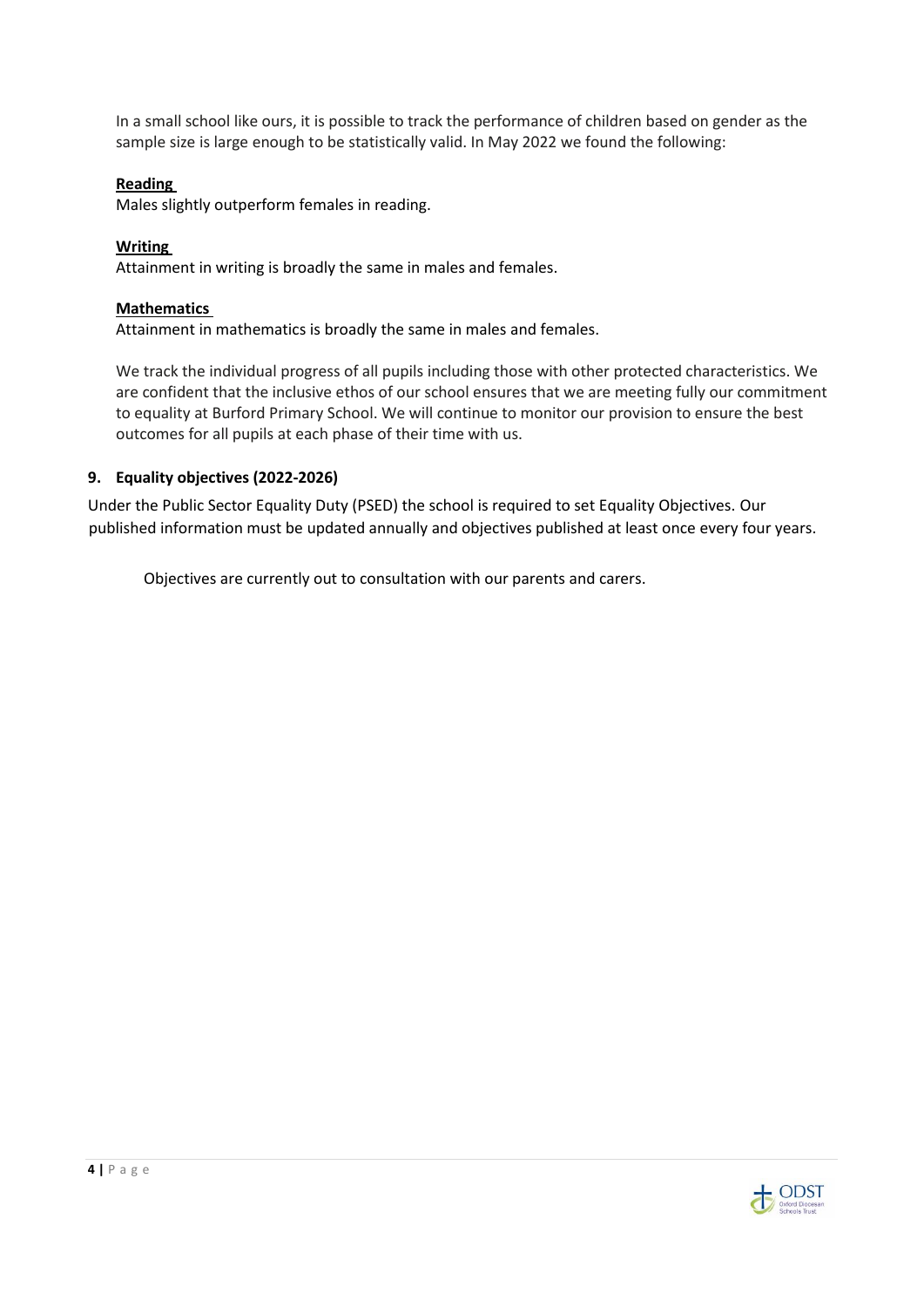In a small school like ours, it is possible to track the performance of children based on gender as the sample size is large enough to be statistically valid. In May 2022 we found the following:

**Reading**

Males slightly outperform females in reading.

**Writing**

Attainment in writing is broadly the same in males and females.

**Mathematics**

Attainment in mathematics is broadly the same in males and females.

We track the individual progress of all pupils including those with other protected characteristics. We are confident that the inclusive ethos of our school ensures that we are meeting fully our commitment to equality at Burford Primary School. We will continue to monitor our provision to ensure the best outcomes for all pupils at each phase of their time with us.

## 9. Equality objectives (2022-2026)

Under the Public Sector Equality Duty (PSED) the school is required to set Equality Objectives. Our published information must be updated annually and objectives published at least once every four years.

Objectives are currently out to consultation with our parents and carers.